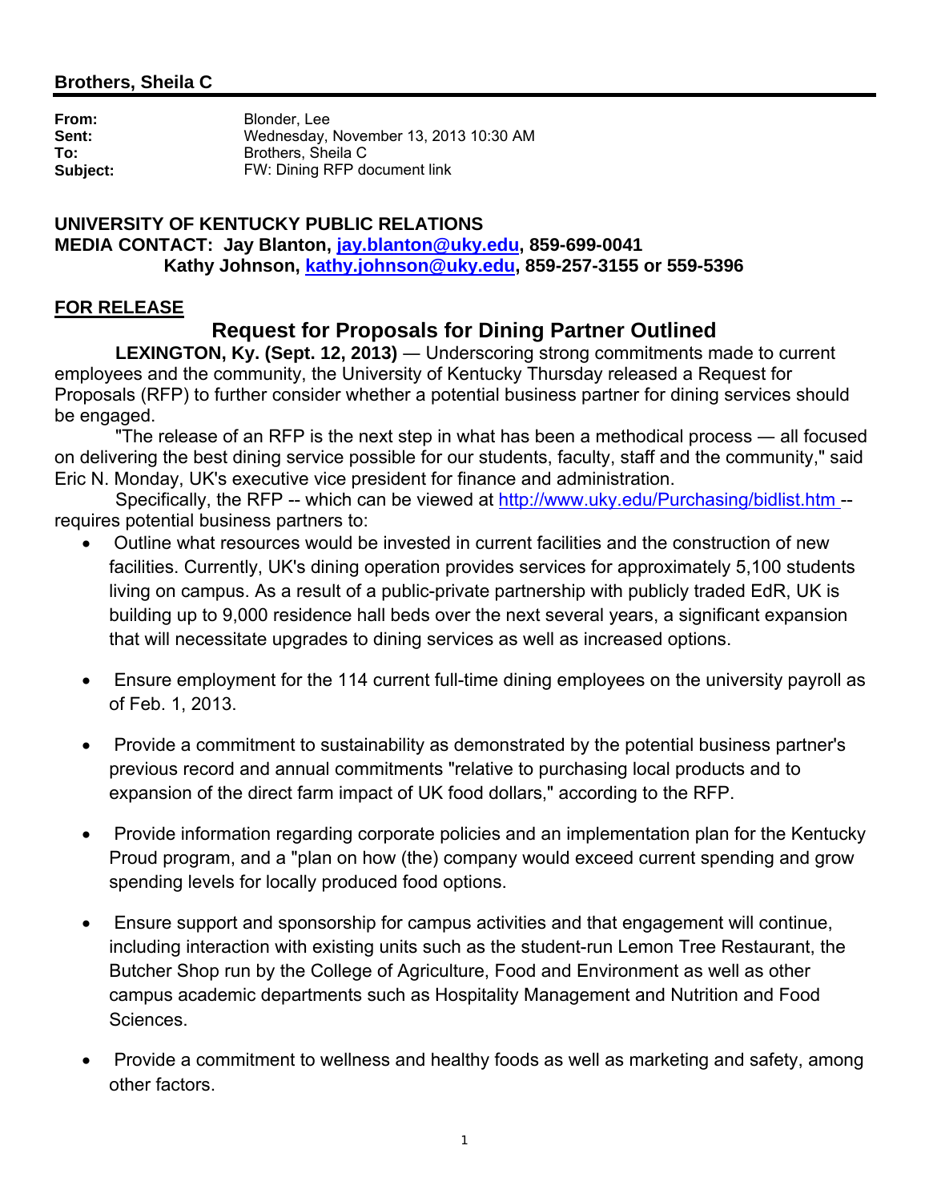**Brothers, Sheila C**

---

**From:** Blonder, Lee
**Sent:** Wednesday, November 13, 2013 10:30 AM
**To:** Brothers, Sheila C
**Subject:** FW: Dining RFP document link

**UNIVERSITY OF KENTUCKY PUBLIC RELATIONS**
**MEDIA CONTACT: Jay Blanton, [jay.blanton@uky.edu](mailto:jay.blanton@uky.edu), 859-699-0041**
**Kathy Johnson, [kathy.johnson@uky.edu](mailto:kathy.johnson@uky.edu), 859-257-3155 or 559-5396**

**FOR RELEASE**

## Request for Proposals for Dining Partner Outlined

**LEXINGTON, Ky. (Sept. 12, 2013)** — Underscoring strong commitments made to current employees and the community, the University of Kentucky Thursday released a Request for Proposals (RFP) to further consider whether a potential business partner for dining services should be engaged.

"The release of an RFP is the next step in what has been a methodical process — all focused on delivering the best dining service possible for our students, faculty, staff and the community," said Eric N. Monday, UK's executive vice president for finance and administration.

Specifically, the RFP -- which can be viewed at [http://www.uky.edu/Purchasing/bidlist.htm](http://www.uky.edu/Purchasing/bidlist.htm) -- requires potential business partners to:

- Outline what resources would be invested in current facilities and the construction of new facilities. Currently, UK's dining operation provides services for approximately 5,100 students living on campus. As a result of a public-private partnership with publicly traded EdR, UK is building up to 9,000 residence hall beds over the next several years, a significant expansion that will necessitate upgrades to dining services as well as increased options.

- Ensure employment for the 114 current full-time dining employees on the university payroll as of Feb. 1, 2013.

- Provide a commitment to sustainability as demonstrated by the potential business partner's previous record and annual commitments "relative to purchasing local products and to expansion of the direct farm impact of UK food dollars," according to the RFP.

- Provide information regarding corporate policies and an implementation plan for the Kentucky Proud program, and a "plan on how (the) company would exceed current spending and grow spending levels for locally produced food options.

- Ensure support and sponsorship for campus activities and that engagement will continue, including interaction with existing units such as the student-run Lemon Tree Restaurant, the Butcher Shop run by the College of Agriculture, Food and Environment as well as other campus academic departments such as Hospitality Management and Nutrition and Food Sciences.

- Provide a commitment to wellness and healthy foods as well as marketing and safety, among other factors.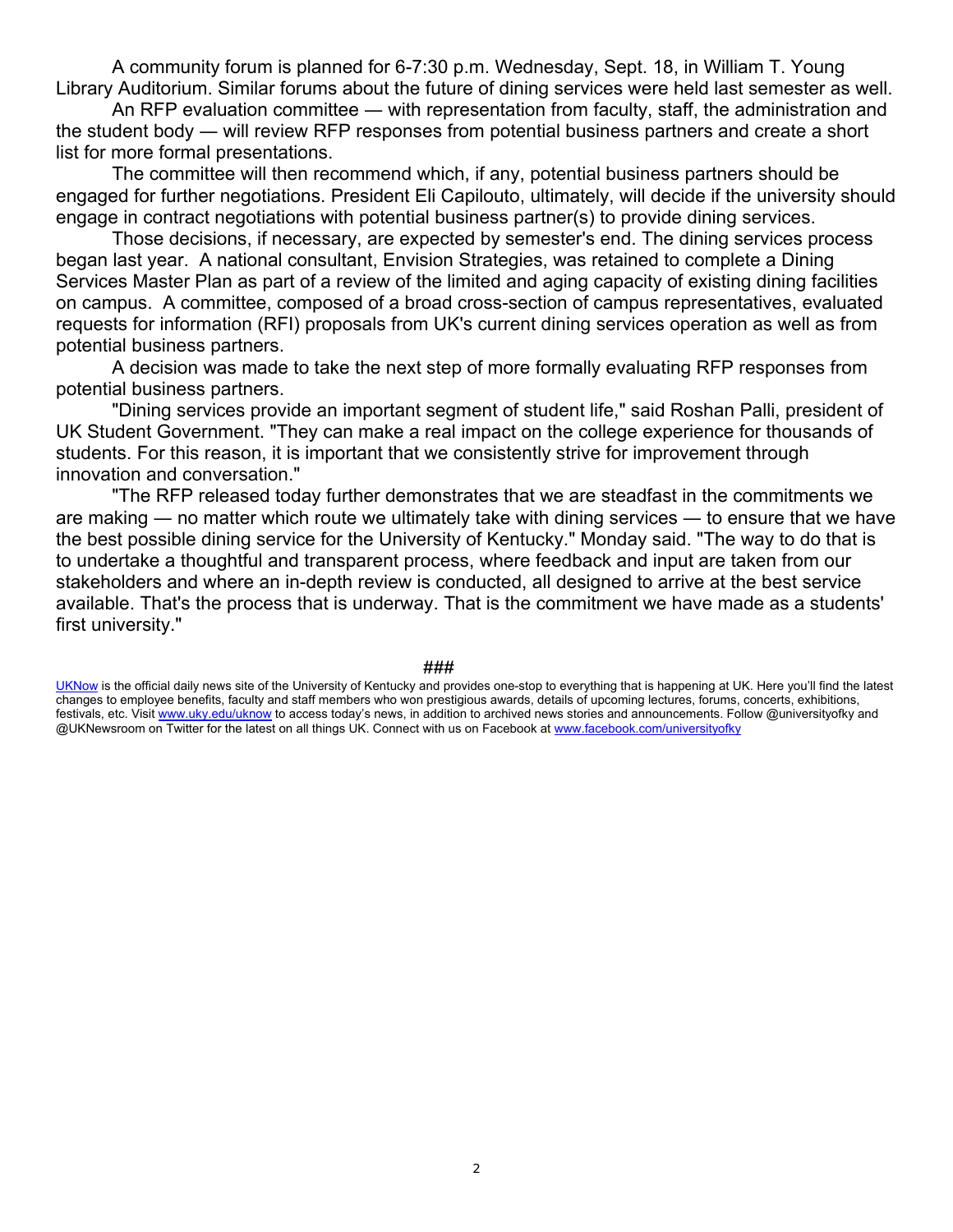A community forum is planned for 6-7:30 p.m. Wednesday, Sept. 18, in William T. Young Library Auditorium. Similar forums about the future of dining services were held last semester as well.

An RFP evaluation committee — with representation from faculty, staff, the administration and the student body — will review RFP responses from potential business partners and create a short list for more formal presentations.

The committee will then recommend which, if any, potential business partners should be engaged for further negotiations. President Eli Capilouto, ultimately, will decide if the university should engage in contract negotiations with potential business partner(s) to provide dining services.

Those decisions, if necessary, are expected by semester's end. The dining services process began last year. A national consultant, Envision Strategies, was retained to complete a Dining Services Master Plan as part of a review of the limited and aging capacity of existing dining facilities on campus. A committee, composed of a broad cross-section of campus representatives, evaluated requests for information (RFI) proposals from UK's current dining services operation as well as from potential business partners.

A decision was made to take the next step of more formally evaluating RFP responses from potential business partners.

"Dining services provide an important segment of student life," said Roshan Palli, president of UK Student Government. "They can make a real impact on the college experience for thousands of students. For this reason, it is important that we consistently strive for improvement through innovation and conversation."

"The RFP released today further demonstrates that we are steadfast in the commitments we are making — no matter which route we ultimately take with dining services — to ensure that we have the best possible dining service for the University of Kentucky." Monday said. "The way to do that is to undertake a thoughtful and transparent process, where feedback and input are taken from our stakeholders and where an in-depth review is conducted, all designed to arrive at the best service available. That's the process that is underway. That is the commitment we have made as a students' first university."

###

UKNow is the official daily news site of the University of Kentucky and provides one-stop to everything that is happening at UK. Here you'll find the latest changes to employee benefits, faculty and staff members who won prestigious awards, details of upcoming lectures, forums, concerts, exhibitions, festivals, etc. Visit www.uky.edu/uknow to access today's news, in addition to archived news stories and announcements. Follow @universityofky and @UKNewsroom on Twitter for the latest on all things UK. Connect with us on Facebook at www.facebook.com/universityofky